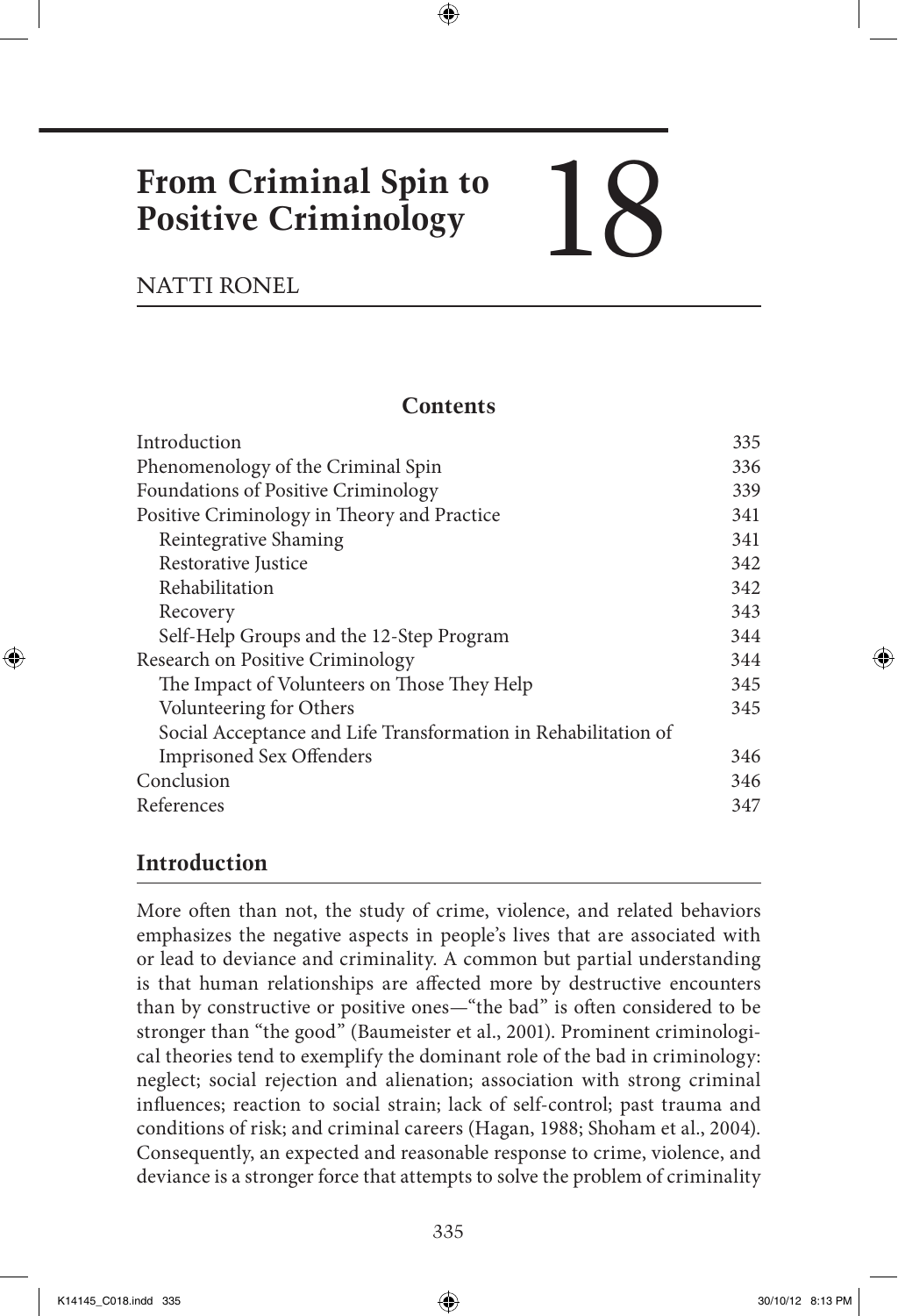# 18 From Criminal Spin to Positive Criminology

NATTI RONEL

## Contents

| | |
|---|---|
| Introduction | 335 |
| Phenomenology of the Criminal Spin | 336 |
| Foundations of Positive Criminology | 339 |
| Positive Criminology in Theory and Practice | 341 |
| Reintegrative Shaming | 341 |
| Restorative Justice | 342 |
| Rehabilitation | 342 |
| Recovery | 343 |
| Self-Help Groups and the 12-Step Program | 344 |
| Research on Positive Criminology | 344 |
| The Impact of Volunteers on Those They Help | 345 |
| Volunteering for Others | 345 |
| Social Acceptance and Life Transformation in Rehabilitation of Imprisoned Sex Offenders | 346 |
| Conclusion | 346 |
| References | 347 |

## Introduction

More often than not, the study of crime, violence, and related behaviors emphasizes the negative aspects in people's lives that are associated with or lead to deviance and criminality. A common but partial understanding is that human relationships are affected more by destructive encounters than by constructive or positive ones—"the bad" is often considered to be stronger than "the good" (Baumeister et al., 2001). Prominent criminological theories tend to exemplify the dominant role of the bad in criminology: neglect; social rejection and alienation; association with strong criminal influences; reaction to social strain; lack of self-control; past trauma and conditions of risk; and criminal careers (Hagan, 1988; Shoham et al., 2004). Consequently, an expected and reasonable response to crime, violence, and deviance is a stronger force that attempts to solve the problem of criminality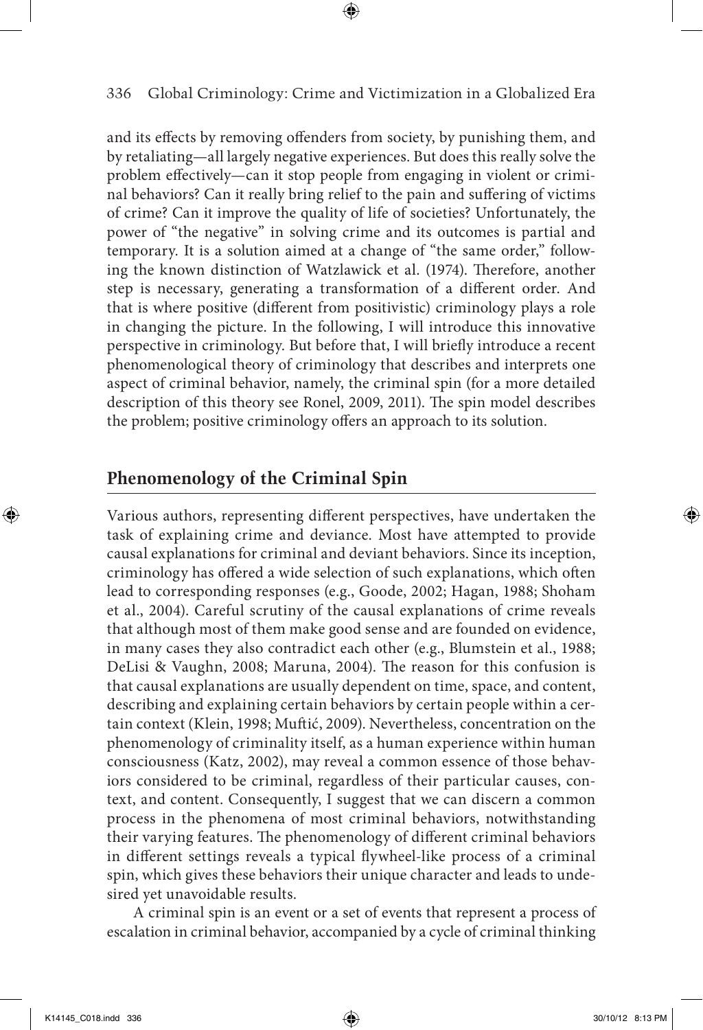and its effects by removing offenders from society, by punishing them, and by retaliating—all largely negative experiences. But does this really solve the problem effectively—can it stop people from engaging in violent or criminal behaviors? Can it really bring relief to the pain and suffering of victims of crime? Can it improve the quality of life of societies? Unfortunately, the power of "the negative" in solving crime and its outcomes is partial and temporary. It is a solution aimed at a change of "the same order," following the known distinction of Watzlawick et al. (1974). Therefore, another step is necessary, generating a transformation of a different order. And that is where positive (different from positivistic) criminology plays a role in changing the picture. In the following, I will introduce this innovative perspective in criminology. But before that, I will briefly introduce a recent phenomenological theory of criminology that describes and interprets one aspect of criminal behavior, namely, the criminal spin (for a more detailed description of this theory see Ronel, 2009, 2011). The spin model describes the problem; positive criminology offers an approach to its solution.

## Phenomenology of the Criminal Spin

Various authors, representing different perspectives, have undertaken the task of explaining crime and deviance. Most have attempted to provide causal explanations for criminal and deviant behaviors. Since its inception, criminology has offered a wide selection of such explanations, which often lead to corresponding responses (e.g., Goode, 2002; Hagan, 1988; Shoham et al., 2004). Careful scrutiny of the causal explanations of crime reveals that although most of them make good sense and are founded on evidence, in many cases they also contradict each other (e.g., Blumstein et al., 1988; DeLisi & Vaughn, 2008; Maruna, 2004). The reason for this confusion is that causal explanations are usually dependent on time, space, and content, describing and explaining certain behaviors by certain people within a certain context (Klein, 1998; Muftić, 2009). Nevertheless, concentration on the phenomenology of criminality itself, as a human experience within human consciousness (Katz, 2002), may reveal a common essence of those behaviors considered to be criminal, regardless of their particular causes, context, and content. Consequently, I suggest that we can discern a common process in the phenomena of most criminal behaviors, notwithstanding their varying features. The phenomenology of different criminal behaviors in different settings reveals a typical flywheel-like process of a criminal spin, which gives these behaviors their unique character and leads to undesired yet unavoidable results.

A criminal spin is an event or a set of events that represent a process of escalation in criminal behavior, accompanied by a cycle of criminal thinking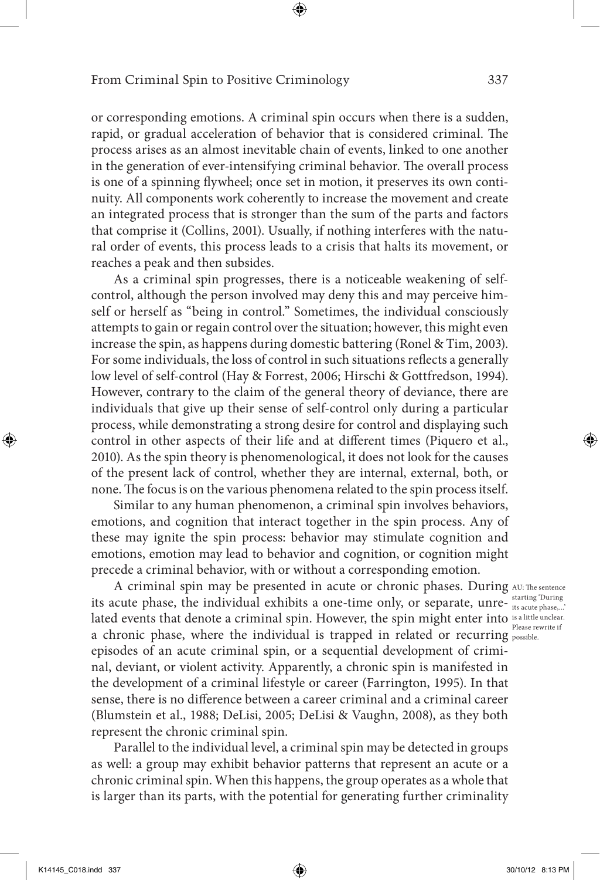or corresponding emotions. A criminal spin occurs when there is a sudden, rapid, or gradual acceleration of behavior that is considered criminal. The process arises as an almost inevitable chain of events, linked to one another in the generation of ever-intensifying criminal behavior. The overall process is one of a spinning flywheel; once set in motion, it preserves its own continuity. All components work coherently to increase the movement and create an integrated process that is stronger than the sum of the parts and factors that comprise it (Collins, 2001). Usually, if nothing interferes with the natural order of events, this process leads to a crisis that halts its movement, or reaches a peak and then subsides.

As a criminal spin progresses, there is a noticeable weakening of self-control, although the person involved may deny this and may perceive himself or herself as "being in control." Sometimes, the individual consciously attempts to gain or regain control over the situation; however, this might even increase the spin, as happens during domestic battering (Ronel & Tim, 2003). For some individuals, the loss of control in such situations reflects a generally low level of self-control (Hay & Forrest, 2006; Hirschi & Gottfredson, 1994). However, contrary to the claim of the general theory of deviance, there are individuals that give up their sense of self-control only during a particular process, while demonstrating a strong desire for control and displaying such control in other aspects of their life and at different times (Piquero et al., 2010). As the spin theory is phenomenological, it does not look for the causes of the present lack of control, whether they are internal, external, both, or none. The focus is on the various phenomena related to the spin process itself.

Similar to any human phenomenon, a criminal spin involves behaviors, emotions, and cognition that interact together in the spin process. Any of these may ignite the spin process: behavior may stimulate cognition and emotions, emotion may lead to behavior and cognition, or cognition might precede a criminal behavior, with or without a corresponding emotion.

A criminal spin may be presented in acute or chronic phases. During its acute phase, the individual exhibits a one-time only, or separate, unrelated events that denote a criminal spin. However, the spin might enter into a chronic phase, where the individual is trapped in related or recurring episodes of an acute criminal spin, or a sequential development of criminal, deviant, or violent activity. Apparently, a chronic spin is manifested in the development of a criminal lifestyle or career (Farrington, 1995). In that sense, there is no difference between a career criminal and a criminal career (Blumstein et al., 1988; DeLisi, 2005; DeLisi & Vaughn, 2008), as they both represent the chronic criminal spin.

AU: The sentence starting 'During its acute phase,...' is a little unclear. Please rewrite if possible.

Parallel to the individual level, a criminal spin may be detected in groups as well: a group may exhibit behavior patterns that represent an acute or a chronic criminal spin. When this happens, the group operates as a whole that is larger than its parts, with the potential for generating further criminality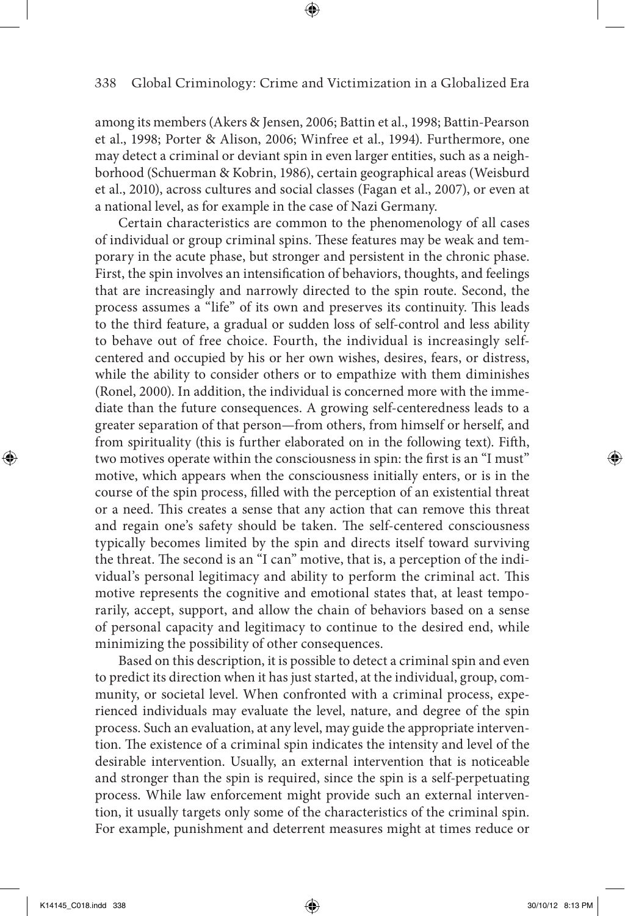among its members (Akers & Jensen, 2006; Battin et al., 1998; Battin-Pearson et al., 1998; Porter & Alison, 2006; Winfree et al., 1994). Furthermore, one may detect a criminal or deviant spin in even larger entities, such as a neighborhood (Schuerman & Kobrin, 1986), certain geographical areas (Weisburd et al., 2010), across cultures and social classes (Fagan et al., 2007), or even at a national level, as for example in the case of Nazi Germany.

Certain characteristics are common to the phenomenology of all cases of individual or group criminal spins. These features may be weak and temporary in the acute phase, but stronger and persistent in the chronic phase. First, the spin involves an intensification of behaviors, thoughts, and feelings that are increasingly and narrowly directed to the spin route. Second, the process assumes a "life" of its own and preserves its continuity. This leads to the third feature, a gradual or sudden loss of self-control and less ability to behave out of free choice. Fourth, the individual is increasingly self-centered and occupied by his or her own wishes, desires, fears, or distress, while the ability to consider others or to empathize with them diminishes (Ronel, 2000). In addition, the individual is concerned more with the immediate than the future consequences. A growing self-centeredness leads to a greater separation of that person—from others, from himself or herself, and from spirituality (this is further elaborated on in the following text). Fifth, two motives operate within the consciousness in spin: the first is an "I must" motive, which appears when the consciousness initially enters, or is in the course of the spin process, filled with the perception of an existential threat or a need. This creates a sense that any action that can remove this threat and regain one's safety should be taken. The self-centered consciousness typically becomes limited by the spin and directs itself toward surviving the threat. The second is an "I can" motive, that is, a perception of the individual's personal legitimacy and ability to perform the criminal act. This motive represents the cognitive and emotional states that, at least temporarily, accept, support, and allow the chain of behaviors based on a sense of personal capacity and legitimacy to continue to the desired end, while minimizing the possibility of other consequences.

Based on this description, it is possible to detect a criminal spin and even to predict its direction when it has just started, at the individual, group, community, or societal level. When confronted with a criminal process, experienced individuals may evaluate the level, nature, and degree of the spin process. Such an evaluation, at any level, may guide the appropriate intervention. The existence of a criminal spin indicates the intensity and level of the desirable intervention. Usually, an external intervention that is noticeable and stronger than the spin is required, since the spin is a self-perpetuating process. While law enforcement might provide such an external intervention, it usually targets only some of the characteristics of the criminal spin. For example, punishment and deterrent measures might at times reduce or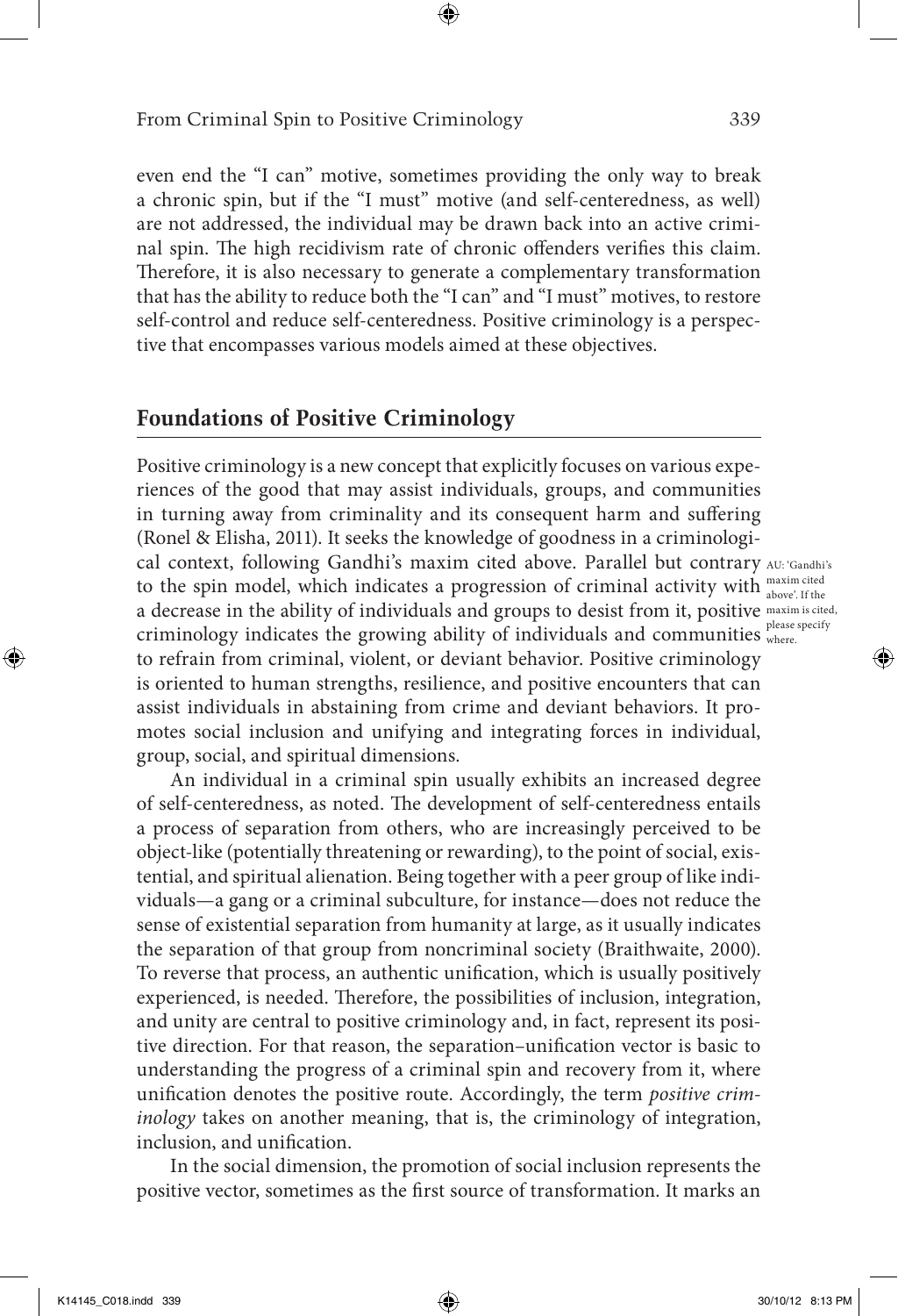even end the "I can" motive, sometimes providing the only way to break a chronic spin, but if the "I must" motive (and self-centeredness, as well) are not addressed, the individual may be drawn back into an active criminal spin. The high recidivism rate of chronic offenders verifies this claim. Therefore, it is also necessary to generate a complementary transformation that has the ability to reduce both the "I can" and "I must" motives, to restore self-control and reduce self-centeredness. Positive criminology is a perspective that encompasses various models aimed at these objectives.

## Foundations of Positive Criminology

Positive criminology is a new concept that explicitly focuses on various experiences of the good that may assist individuals, groups, and communities in turning away from criminality and its consequent harm and suffering (Ronel & Elisha, 2011). It seeks the knowledge of goodness in a criminological context, following Gandhi's maxim cited above. Parallel but contrary to the spin model, which indicates a progression of criminal activity with a decrease in the ability of individuals and groups to desist from it, positive criminology indicates the growing ability of individuals and communities to refrain from criminal, violent, or deviant behavior. Positive criminology is oriented to human strengths, resilience, and positive encounters that can assist individuals in abstaining from crime and deviant behaviors. It promotes social inclusion and unifying and integrating forces in individual, group, social, and spiritual dimensions.

AU: 'Gandhi's maxim cited above'. If the maxim is cited, please specify where.

An individual in a criminal spin usually exhibits an increased degree of self-centeredness, as noted. The development of self-centeredness entails a process of separation from others, who are increasingly perceived to be object-like (potentially threatening or rewarding), to the point of social, existential, and spiritual alienation. Being together with a peer group of like individuals—a gang or a criminal subculture, for instance—does not reduce the sense of existential separation from humanity at large, as it usually indicates the separation of that group from noncriminal society (Braithwaite, 2000). To reverse that process, an authentic unification, which is usually positively experienced, is needed. Therefore, the possibilities of inclusion, integration, and unity are central to positive criminology and, in fact, represent its positive direction. For that reason, the separation–unification vector is basic to understanding the progress of a criminal spin and recovery from it, where unification denotes the positive route. Accordingly, the term *positive criminology* takes on another meaning, that is, the criminology of integration, inclusion, and unification.

In the social dimension, the promotion of social inclusion represents the positive vector, sometimes as the first source of transformation. It marks an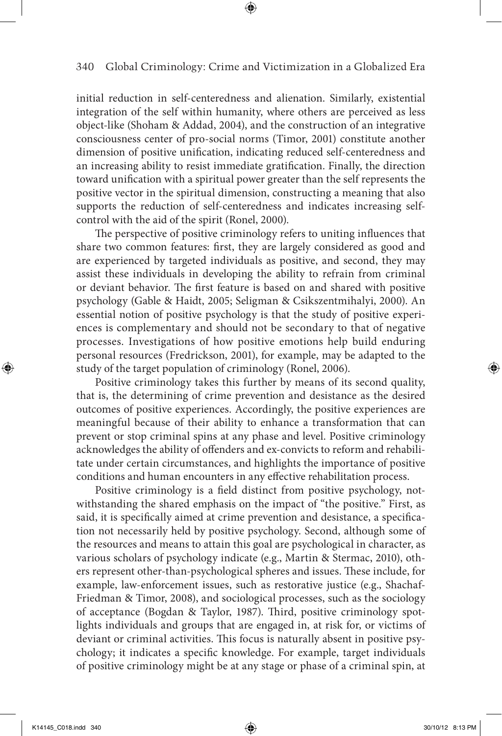initial reduction in self-centeredness and alienation. Similarly, existential integration of the self within humanity, where others are perceived as less object-like (Shoham & Addad, 2004), and the construction of an integrative consciousness center of pro-social norms (Timor, 2001) constitute another dimension of positive unification, indicating reduced self-centeredness and an increasing ability to resist immediate gratification. Finally, the direction toward unification with a spiritual power greater than the self represents the positive vector in the spiritual dimension, constructing a meaning that also supports the reduction of self-centeredness and indicates increasing self-control with the aid of the spirit (Ronel, 2000).

The perspective of positive criminology refers to uniting influences that share two common features: first, they are largely considered as good and are experienced by targeted individuals as positive, and second, they may assist these individuals in developing the ability to refrain from criminal or deviant behavior. The first feature is based on and shared with positive psychology (Gable & Haidt, 2005; Seligman & Csikszentmihalyi, 2000). An essential notion of positive psychology is that the study of positive experiences is complementary and should not be secondary to that of negative processes. Investigations of how positive emotions help build enduring personal resources (Fredrickson, 2001), for example, may be adapted to the study of the target population of criminology (Ronel, 2006).

Positive criminology takes this further by means of its second quality, that is, the determining of crime prevention and desistance as the desired outcomes of positive experiences. Accordingly, the positive experiences are meaningful because of their ability to enhance a transformation that can prevent or stop criminal spins at any phase and level. Positive criminology acknowledges the ability of offenders and ex-convicts to reform and rehabilitate under certain circumstances, and highlights the importance of positive conditions and human encounters in any effective rehabilitation process.

Positive criminology is a field distinct from positive psychology, notwithstanding the shared emphasis on the impact of "the positive." First, as said, it is specifically aimed at crime prevention and desistance, a specification not necessarily held by positive psychology. Second, although some of the resources and means to attain this goal are psychological in character, as various scholars of psychology indicate (e.g., Martin & Stermac, 2010), others represent other-than-psychological spheres and issues. These include, for example, law-enforcement issues, such as restorative justice (e.g., Shachaf-Friedman & Timor, 2008), and sociological processes, such as the sociology of acceptance (Bogdan & Taylor, 1987). Third, positive criminology spotlights individuals and groups that are engaged in, at risk for, or victims of deviant or criminal activities. This focus is naturally absent in positive psychology; it indicates a specific knowledge. For example, target individuals of positive criminology might be at any stage or phase of a criminal spin, at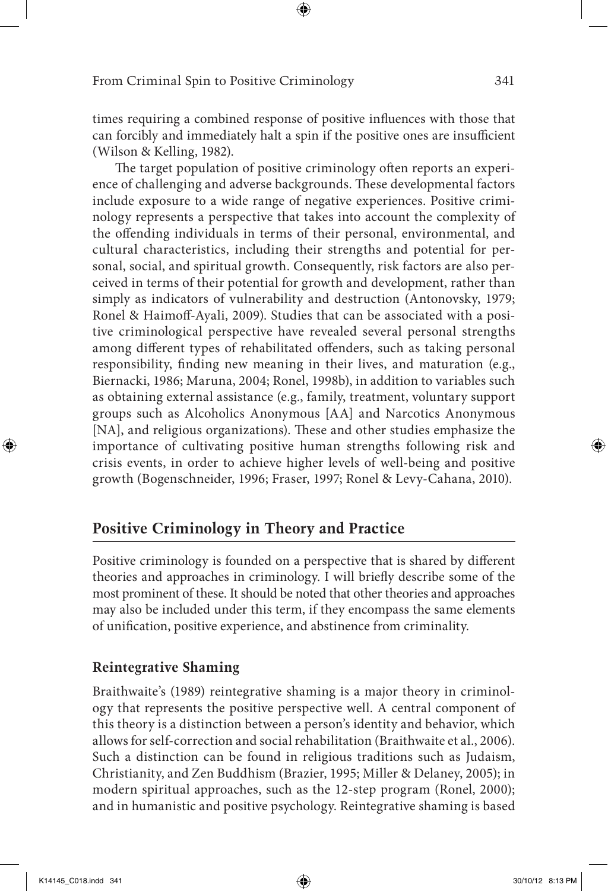times requiring a combined response of positive influences with those that can forcibly and immediately halt a spin if the positive ones are insufficient (Wilson & Kelling, 1982).

The target population of positive criminology often reports an experience of challenging and adverse backgrounds. These developmental factors include exposure to a wide range of negative experiences. Positive criminology represents a perspective that takes into account the complexity of the offending individuals in terms of their personal, environmental, and cultural characteristics, including their strengths and potential for personal, social, and spiritual growth. Consequently, risk factors are also perceived in terms of their potential for growth and development, rather than simply as indicators of vulnerability and destruction (Antonovsky, 1979; Ronel & Haimoff-Ayali, 2009). Studies that can be associated with a positive criminological perspective have revealed several personal strengths among different types of rehabilitated offenders, such as taking personal responsibility, finding new meaning in their lives, and maturation (e.g., Biernacki, 1986; Maruna, 2004; Ronel, 1998b), in addition to variables such as obtaining external assistance (e.g., family, treatment, voluntary support groups such as Alcoholics Anonymous [AA] and Narcotics Anonymous [NA], and religious organizations). These and other studies emphasize the importance of cultivating positive human strengths following risk and crisis events, in order to achieve higher levels of well-being and positive growth (Bogenschneider, 1996; Fraser, 1997; Ronel & Levy-Cahana, 2010).

## Positive Criminology in Theory and Practice

Positive criminology is founded on a perspective that is shared by different theories and approaches in criminology. I will briefly describe some of the most prominent of these. It should be noted that other theories and approaches may also be included under this term, if they encompass the same elements of unification, positive experience, and abstinence from criminality.

### Reintegrative Shaming

Braithwaite's (1989) reintegrative shaming is a major theory in criminology that represents the positive perspective well. A central component of this theory is a distinction between a person's identity and behavior, which allows for self-correction and social rehabilitation (Braithwaite et al., 2006). Such a distinction can be found in religious traditions such as Judaism, Christianity, and Zen Buddhism (Brazier, 1995; Miller & Delaney, 2005); in modern spiritual approaches, such as the 12-step program (Ronel, 2000); and in humanistic and positive psychology. Reintegrative shaming is based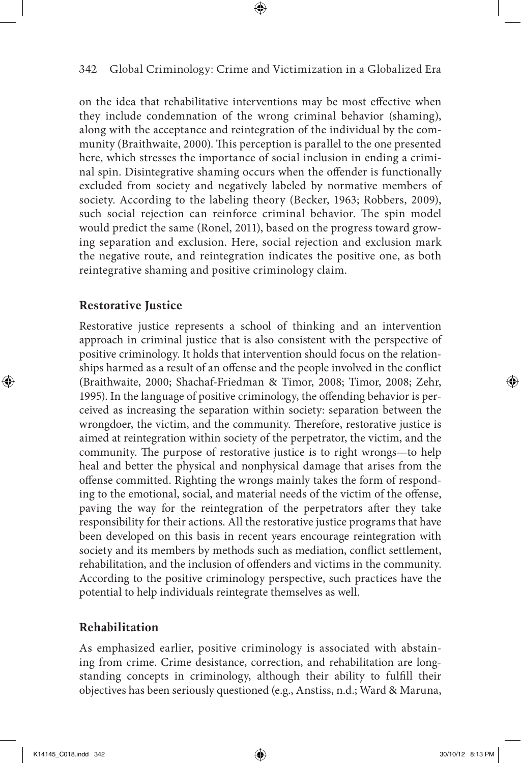on the idea that rehabilitative interventions may be most effective when they include condemnation of the wrong criminal behavior (shaming), along with the acceptance and reintegration of the individual by the community (Braithwaite, 2000). This perception is parallel to the one presented here, which stresses the importance of social inclusion in ending a criminal spin. Disintegrative shaming occurs when the offender is functionally excluded from society and negatively labeled by normative members of society. According to the labeling theory (Becker, 1963; Robbers, 2009), such social rejection can reinforce criminal behavior. The spin model would predict the same (Ronel, 2011), based on the progress toward growing separation and exclusion. Here, social rejection and exclusion mark the negative route, and reintegration indicates the positive one, as both reintegrative shaming and positive criminology claim.

## Restorative Justice

Restorative justice represents a school of thinking and an intervention approach in criminal justice that is also consistent with the perspective of positive criminology. It holds that intervention should focus on the relationships harmed as a result of an offense and the people involved in the conflict (Braithwaite, 2000; Shachaf-Friedman & Timor, 2008; Timor, 2008; Zehr, 1995). In the language of positive criminology, the offending behavior is perceived as increasing the separation within society: separation between the wrongdoer, the victim, and the community. Therefore, restorative justice is aimed at reintegration within society of the perpetrator, the victim, and the community. The purpose of restorative justice is to right wrongs—to help heal and better the physical and nonphysical damage that arises from the offense committed. Righting the wrongs mainly takes the form of responding to the emotional, social, and material needs of the victim of the offense, paving the way for the reintegration of the perpetrators after they take responsibility for their actions. All the restorative justice programs that have been developed on this basis in recent years encourage reintegration with society and its members by methods such as mediation, conflict settlement, rehabilitation, and the inclusion of offenders and victims in the community. According to the positive criminology perspective, such practices have the potential to help individuals reintegrate themselves as well.

## Rehabilitation

As emphasized earlier, positive criminology is associated with abstaining from crime. Crime desistance, correction, and rehabilitation are longstanding concepts in criminology, although their ability to fulfill their objectives has been seriously questioned (e.g., Anstiss, n.d.; Ward & Maruna,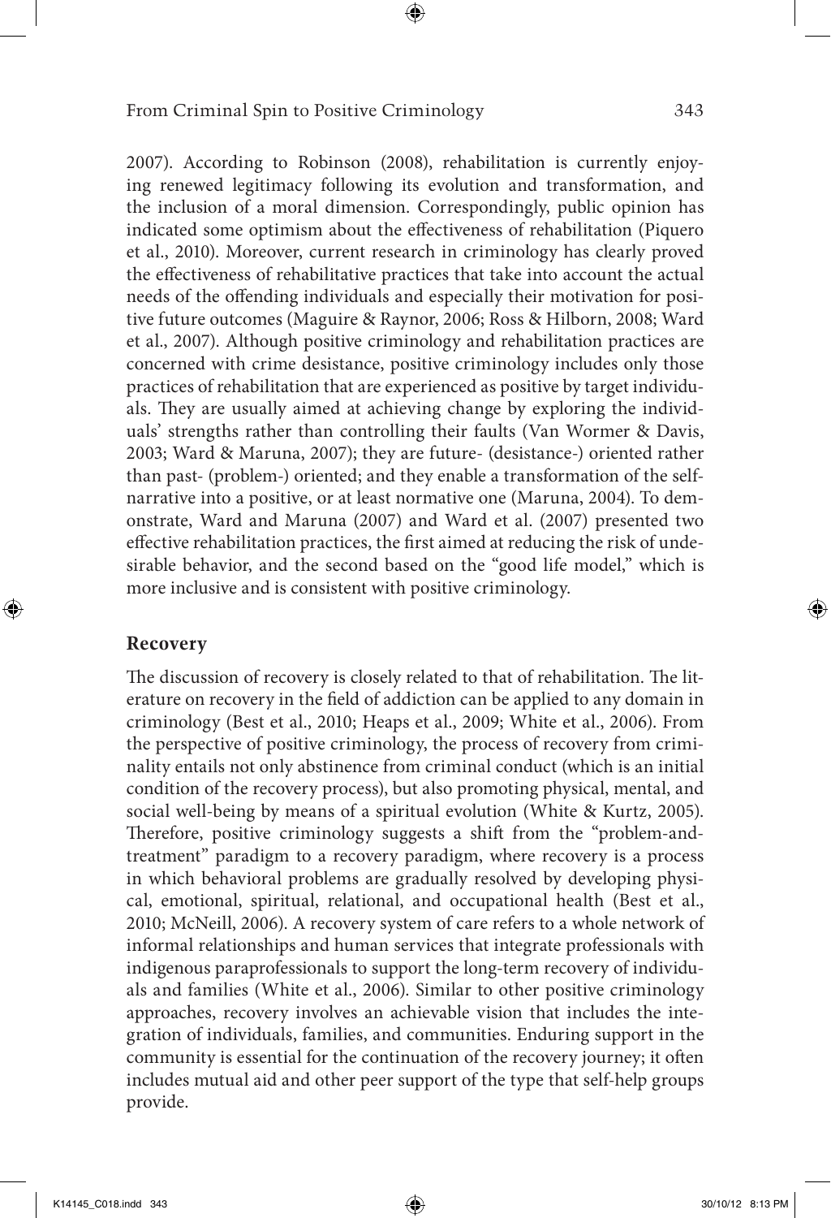2007). According to Robinson (2008), rehabilitation is currently enjoying renewed legitimacy following its evolution and transformation, and the inclusion of a moral dimension. Correspondingly, public opinion has indicated some optimism about the effectiveness of rehabilitation (Piquero et al., 2010). Moreover, current research in criminology has clearly proved the effectiveness of rehabilitative practices that take into account the actual needs of the offending individuals and especially their motivation for positive future outcomes (Maguire & Raynor, 2006; Ross & Hilborn, 2008; Ward et al., 2007). Although positive criminology and rehabilitation practices are concerned with crime desistance, positive criminology includes only those practices of rehabilitation that are experienced as positive by target individuals. They are usually aimed at achieving change by exploring the individuals' strengths rather than controlling their faults (Van Wormer & Davis, 2003; Ward & Maruna, 2007); they are future- (desistance-) oriented rather than past- (problem-) oriented; and they enable a transformation of the self-narrative into a positive, or at least normative one (Maruna, 2004). To demonstrate, Ward and Maruna (2007) and Ward et al. (2007) presented two effective rehabilitation practices, the first aimed at reducing the risk of undesirable behavior, and the second based on the "good life model," which is more inclusive and is consistent with positive criminology.

## Recovery

The discussion of recovery is closely related to that of rehabilitation. The literature on recovery in the field of addiction can be applied to any domain in criminology (Best et al., 2010; Heaps et al., 2009; White et al., 2006). From the perspective of positive criminology, the process of recovery from criminality entails not only abstinence from criminal conduct (which is an initial condition of the recovery process), but also promoting physical, mental, and social well-being by means of a spiritual evolution (White & Kurtz, 2005). Therefore, positive criminology suggests a shift from the "problem-and-treatment" paradigm to a recovery paradigm, where recovery is a process in which behavioral problems are gradually resolved by developing physical, emotional, spiritual, relational, and occupational health (Best et al., 2010; McNeill, 2006). A recovery system of care refers to a whole network of informal relationships and human services that integrate professionals with indigenous paraprofessionals to support the long-term recovery of individuals and families (White et al., 2006). Similar to other positive criminology approaches, recovery involves an achievable vision that includes the integration of individuals, families, and communities. Enduring support in the community is essential for the continuation of the recovery journey; it often includes mutual aid and other peer support of the type that self-help groups provide.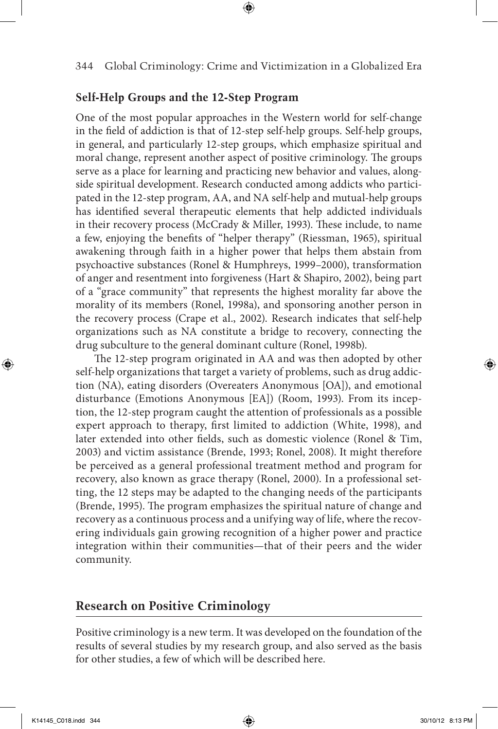### Self-Help Groups and the 12-Step Program

One of the most popular approaches in the Western world for self-change in the field of addiction is that of 12-step self-help groups. Self-help groups, in general, and particularly 12-step groups, which emphasize spiritual and moral change, represent another aspect of positive criminology. The groups serve as a place for learning and practicing new behavior and values, alongside spiritual development. Research conducted among addicts who participated in the 12-step program, AA, and NA self-help and mutual-help groups has identified several therapeutic elements that help addicted individuals in their recovery process (McCrady & Miller, 1993). These include, to name a few, enjoying the benefits of "helper therapy" (Riessman, 1965), spiritual awakening through faith in a higher power that helps them abstain from psychoactive substances (Ronel & Humphreys, 1999–2000), transformation of anger and resentment into forgiveness (Hart & Shapiro, 2002), being part of a "grace community" that represents the highest morality far above the morality of its members (Ronel, 1998a), and sponsoring another person in the recovery process (Crape et al., 2002). Research indicates that self-help organizations such as NA constitute a bridge to recovery, connecting the drug subculture to the general dominant culture (Ronel, 1998b).

The 12-step program originated in AA and was then adopted by other self-help organizations that target a variety of problems, such as drug addiction (NA), eating disorders (Overeaters Anonymous [OA]), and emotional disturbance (Emotions Anonymous [EA]) (Room, 1993). From its inception, the 12-step program caught the attention of professionals as a possible expert approach to therapy, first limited to addiction (White, 1998), and later extended into other fields, such as domestic violence (Ronel & Tim, 2003) and victim assistance (Brende, 1993; Ronel, 2008). It might therefore be perceived as a general professional treatment method and program for recovery, also known as grace therapy (Ronel, 2000). In a professional setting, the 12 steps may be adapted to the changing needs of the participants (Brende, 1995). The program emphasizes the spiritual nature of change and recovery as a continuous process and a unifying way of life, where the recovering individuals gain growing recognition of a higher power and practice integration within their communities—that of their peers and the wider community.

## Research on Positive Criminology

Positive criminology is a new term. It was developed on the foundation of the results of several studies by my research group, and also served as the basis for other studies, a few of which will be described here.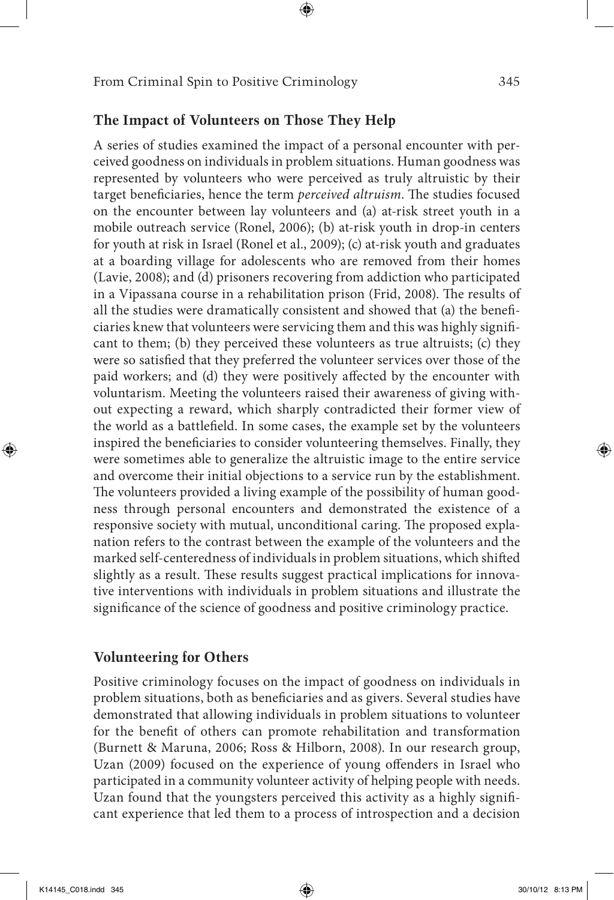## The Impact of Volunteers on Those They Help

A series of studies examined the impact of a personal encounter with perceived goodness on individuals in problem situations. Human goodness was represented by volunteers who were perceived as truly altruistic by their target beneficiaries, hence the term *perceived altruism*. The studies focused on the encounter between lay volunteers and (a) at-risk street youth in a mobile outreach service (Ronel, 2006); (b) at-risk youth in drop-in centers for youth at risk in Israel (Ronel et al., 2009); (c) at-risk youth and graduates at a boarding village for adolescents who are removed from their homes (Lavie, 2008); and (d) prisoners recovering from addiction who participated in a Vipassana course in a rehabilitation prison (Frid, 2008). The results of all the studies were dramatically consistent and showed that (a) the beneficiaries knew that volunteers were servicing them and this was highly significant to them; (b) they perceived these volunteers as true altruists; (c) they were so satisfied that they preferred the volunteer services over those of the paid workers; and (d) they were positively affected by the encounter with voluntarism. Meeting the volunteers raised their awareness of giving without expecting a reward, which sharply contradicted their former view of the world as a battlefield. In some cases, the example set by the volunteers inspired the beneficiaries to consider volunteering themselves. Finally, they were sometimes able to generalize the altruistic image to the entire service and overcome their initial objections to a service run by the establishment. The volunteers provided a living example of the possibility of human goodness through personal encounters and demonstrated the existence of a responsive society with mutual, unconditional caring. The proposed explanation refers to the contrast between the example of the volunteers and the marked self-centeredness of individuals in problem situations, which shifted slightly as a result. These results suggest practical implications for innovative interventions with individuals in problem situations and illustrate the significance of the science of goodness and positive criminology practice.

## Volunteering for Others

Positive criminology focuses on the impact of goodness on individuals in problem situations, both as beneficiaries and as givers. Several studies have demonstrated that allowing individuals in problem situations to volunteer for the benefit of others can promote rehabilitation and transformation (Burnett & Maruna, 2006; Ross & Hilborn, 2008). In our research group, Uzan (2009) focused on the experience of young offenders in Israel who participated in a community volunteer activity of helping people with needs. Uzan found that the youngsters perceived this activity as a highly significant experience that led them to a process of introspection and a decision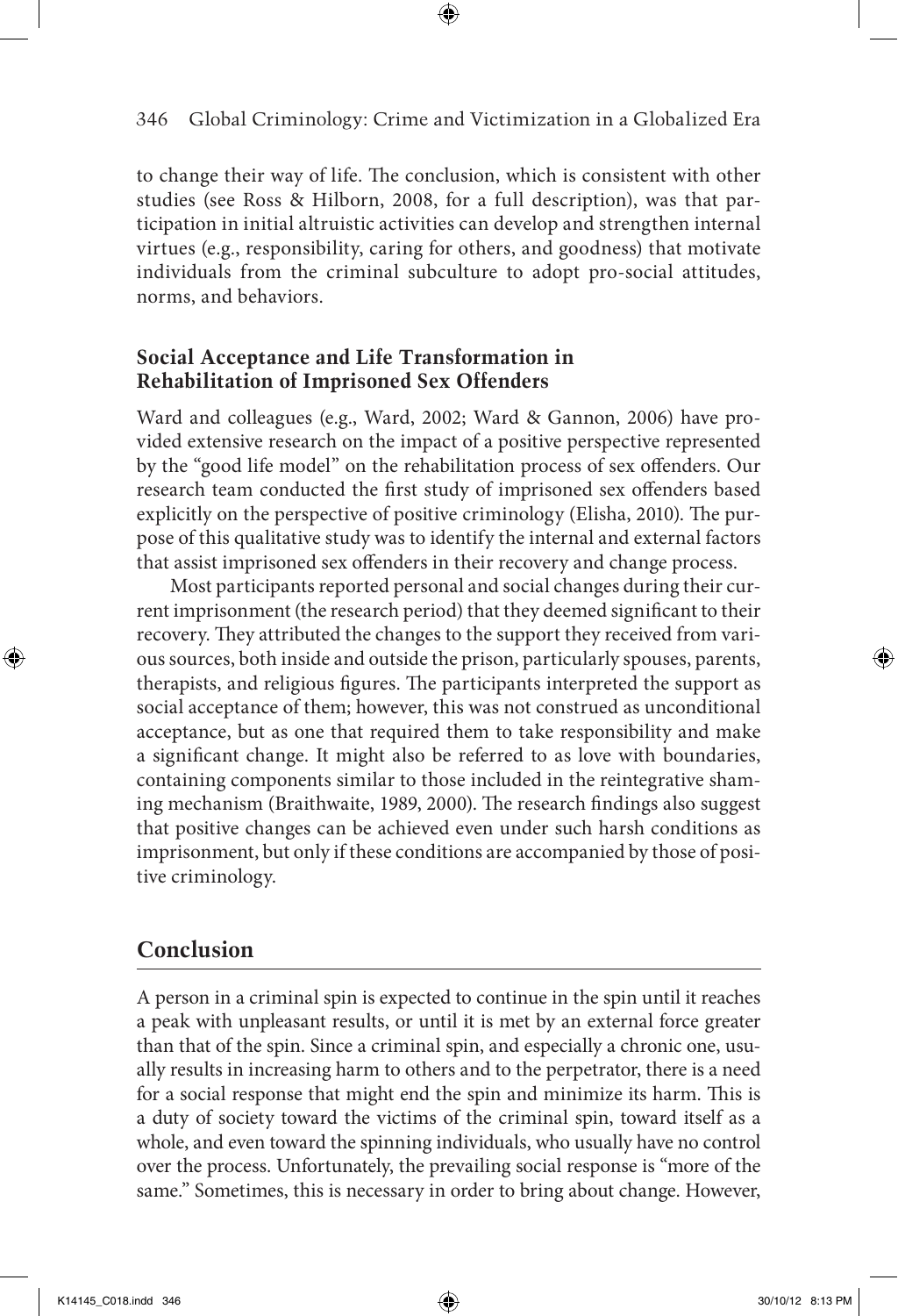to change their way of life. The conclusion, which is consistent with other studies (see Ross & Hilborn, 2008, for a full description), was that participation in initial altruistic activities can develop and strengthen internal virtues (e.g., responsibility, caring for others, and goodness) that motivate individuals from the criminal subculture to adopt pro-social attitudes, norms, and behaviors.

### Social Acceptance and Life Transformation in Rehabilitation of Imprisoned Sex Offenders

Ward and colleagues (e.g., Ward, 2002; Ward & Gannon, 2006) have provided extensive research on the impact of a positive perspective represented by the "good life model" on the rehabilitation process of sex offenders. Our research team conducted the first study of imprisoned sex offenders based explicitly on the perspective of positive criminology (Elisha, 2010). The purpose of this qualitative study was to identify the internal and external factors that assist imprisoned sex offenders in their recovery and change process.

Most participants reported personal and social changes during their current imprisonment (the research period) that they deemed significant to their recovery. They attributed the changes to the support they received from various sources, both inside and outside the prison, particularly spouses, parents, therapists, and religious figures. The participants interpreted the support as social acceptance of them; however, this was not construed as unconditional acceptance, but as one that required them to take responsibility and make a significant change. It might also be referred to as love with boundaries, containing components similar to those included in the reintegrative shaming mechanism (Braithwaite, 1989, 2000). The research findings also suggest that positive changes can be achieved even under such harsh conditions as imprisonment, but only if these conditions are accompanied by those of positive criminology.

## Conclusion

A person in a criminal spin is expected to continue in the spin until it reaches a peak with unpleasant results, or until it is met by an external force greater than that of the spin. Since a criminal spin, and especially a chronic one, usually results in increasing harm to others and to the perpetrator, there is a need for a social response that might end the spin and minimize its harm. This is a duty of society toward the victims of the criminal spin, toward itself as a whole, and even toward the spinning individuals, who usually have no control over the process. Unfortunately, the prevailing social response is "more of the same." Sometimes, this is necessary in order to bring about change. However,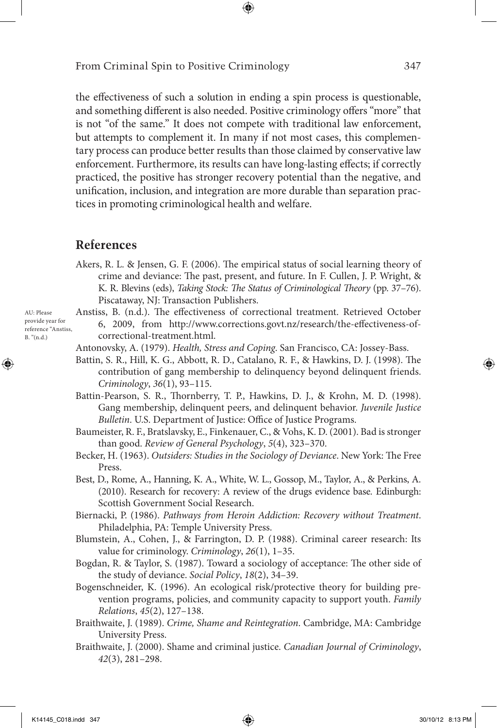the effectiveness of such a solution in ending a spin process is questionable, and something different is also needed. Positive criminology offers "more" that is not "of the same." It does not compete with traditional law enforcement, but attempts to complement it. In many if not most cases, this complementary process can produce better results than those claimed by conservative law enforcement. Furthermore, its results can have long-lasting effects; if correctly practiced, the positive has stronger recovery potential than the negative, and unification, inclusion, and integration are more durable than separation practices in promoting criminological health and welfare.

## References

Akers, R. L. & Jensen, G. F. (2006). The empirical status of social learning theory of crime and deviance: The past, present, and future. In F. Cullen, J. P. Wright, & K. R. Blevins (eds), *Taking Stock: The Status of Criminological Theory* (pp. 37–76). Piscataway, NJ: Transaction Publishers.

Anstiss, B. (n.d.). The effectiveness of correctional treatment. Retrieved October 6, 2009, from http://www.corrections.govt.nz/research/the-effectiveness-of-correctional-treatment.html.

AU: Please provide year for reference "Anstiss, B. "(n.d.)

Antonovsky, A. (1979). *Health, Stress and Coping*. San Francisco, CA: Jossey-Bass.

Battin, S. R., Hill, K. G., Abbott, R. D., Catalano, R. F., & Hawkins, D. J. (1998). The contribution of gang membership to delinquency beyond delinquent friends. *Criminology*, *36*(1), 93–115.

Battin-Pearson, S. R., Thornberry, T. P., Hawkins, D. J., & Krohn, M. D. (1998). Gang membership, delinquent peers, and delinquent behavior. *Juvenile Justice Bulletin*. U.S. Department of Justice: Office of Justice Programs.

Baumeister, R. F., Bratslavsky, E., Finkenauer, C., & Vohs, K. D. (2001). Bad is stronger than good. *Review of General Psychology*, *5*(4), 323–370.

Becker, H. (1963). *Outsiders: Studies in the Sociology of Deviance*. New York: The Free Press.

Best, D., Rome, A., Hanning, K. A., White, W. L., Gossop, M., Taylor, A., & Perkins, A. (2010). Research for recovery: A review of the drugs evidence base*.* Edinburgh: Scottish Government Social Research.

Biernacki, P. (1986). *Pathways from Heroin Addiction: Recovery without Treatment*. Philadelphia, PA: Temple University Press.

Blumstein, A., Cohen, J., & Farrington, D. P. (1988). Criminal career research: Its value for criminology. *Criminology*, *26*(1), 1–35.

Bogdan, R. & Taylor, S. (1987). Toward a sociology of acceptance: The other side of the study of deviance. *Social Policy*, *18*(2), 34–39.

Bogenschneider, K. (1996). An ecological risk/protective theory for building prevention programs, policies, and community capacity to support youth. *Family Relations*, *45*(2), 127–138.

Braithwaite, J. (1989). *Crime, Shame and Reintegration*. Cambridge, MA: Cambridge University Press.

Braithwaite, J. (2000). Shame and criminal justice. *Canadian Journal of Criminology*, *42*(3), 281–298.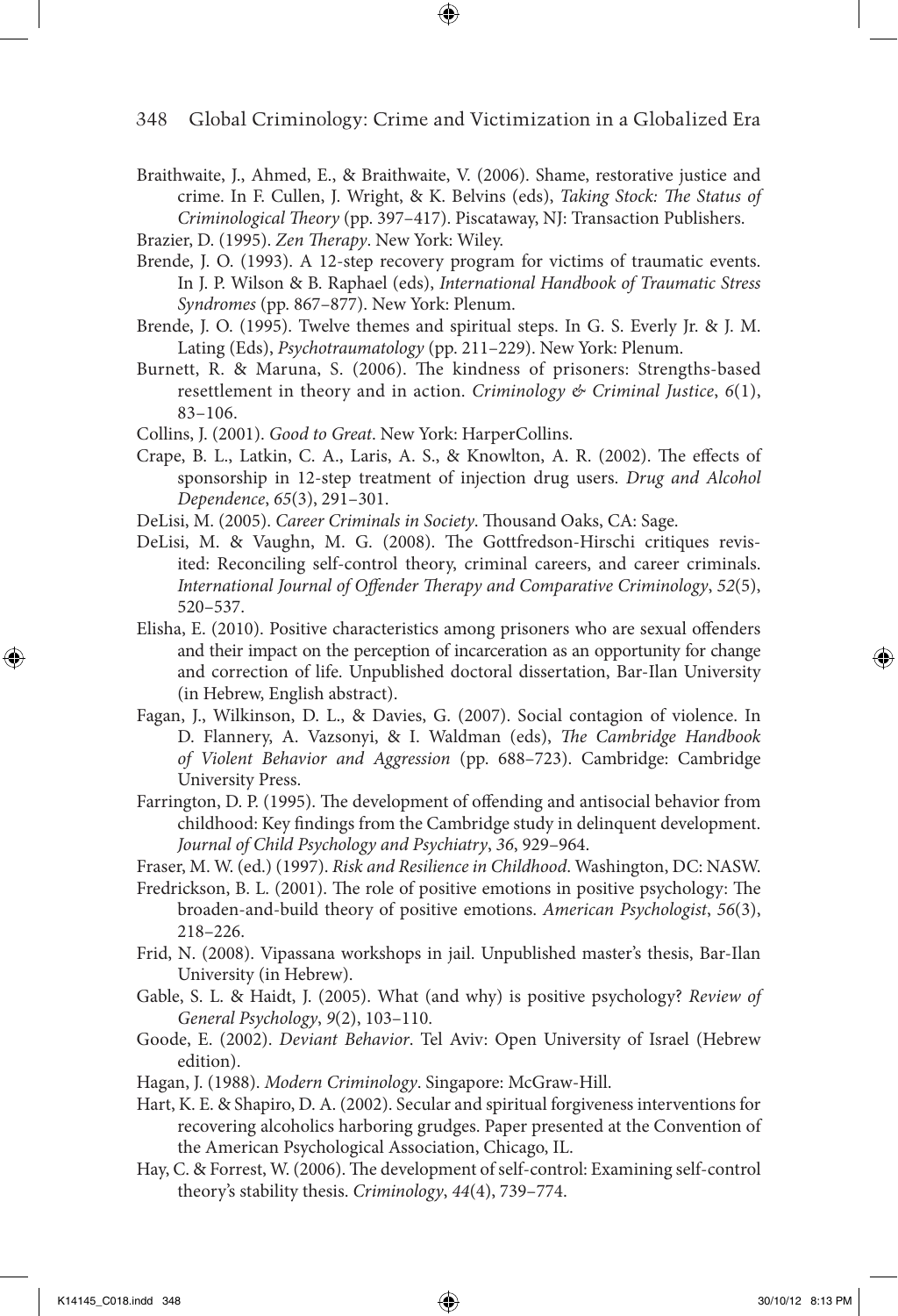Braithwaite, J., Ahmed, E., & Braithwaite, V. (2006). Shame, restorative justice and crime. In F. Cullen, J. Wright, & K. Belvins (eds), *Taking Stock: The Status of Criminological Theory* (pp. 397–417). Piscataway, NJ: Transaction Publishers.

Brazier, D. (1995). *Zen Therapy*. New York: Wiley.

Brende, J. O. (1993). A 12-step recovery program for victims of traumatic events. In J. P. Wilson & B. Raphael (eds), *International Handbook of Traumatic Stress Syndromes* (pp. 867–877). New York: Plenum.

Brende, J. O. (1995). Twelve themes and spiritual steps. In G. S. Everly Jr. & J. M. Lating (Eds), *Psychotraumatology* (pp. 211–229). New York: Plenum.

Burnett, R. & Maruna, S. (2006). The kindness of prisoners: Strengths-based resettlement in theory and in action. *Criminology & Criminal Justice*, *6*(1), 83–106.

Collins, J. (2001). *Good to Great*. New York: HarperCollins.

Crape, B. L., Latkin, C. A., Laris, A. S., & Knowlton, A. R. (2002). The effects of sponsorship in 12-step treatment of injection drug users. *Drug and Alcohol Dependence*, *65*(3), 291–301.

DeLisi, M. (2005). *Career Criminals in Society*. Thousand Oaks, CA: Sage.

DeLisi, M. & Vaughn, M. G. (2008). The Gottfredson-Hirschi critiques revisited: Reconciling self-control theory, criminal careers, and career criminals. *International Journal of Offender Therapy and Comparative Criminology*, *52*(5), 520–537.

Elisha, E. (2010). Positive characteristics among prisoners who are sexual offenders and their impact on the perception of incarceration as an opportunity for change and correction of life. Unpublished doctoral dissertation, Bar-Ilan University (in Hebrew, English abstract).

Fagan, J., Wilkinson, D. L., & Davies, G. (2007). Social contagion of violence. In D. Flannery, A. Vazsonyi, & I. Waldman (eds), *The Cambridge Handbook of Violent Behavior and Aggression* (pp. 688–723). Cambridge: Cambridge University Press.

Farrington, D. P. (1995). The development of offending and antisocial behavior from childhood: Key findings from the Cambridge study in delinquent development. *Journal of Child Psychology and Psychiatry*, *36*, 929–964.

Fraser, M. W. (ed.) (1997). *Risk and Resilience in Childhood*. Washington, DC: NASW.

Fredrickson, B. L. (2001). The role of positive emotions in positive psychology: The broaden-and-build theory of positive emotions. *American Psychologist*, *56*(3), 218–226.

Frid, N. (2008). Vipassana workshops in jail. Unpublished master's thesis, Bar-Ilan University (in Hebrew).

Gable, S. L. & Haidt, J. (2005). What (and why) is positive psychology? *Review of General Psychology*, *9*(2), 103–110.

Goode, E. (2002). *Deviant Behavior*. Tel Aviv: Open University of Israel (Hebrew edition).

Hagan, J. (1988). *Modern Criminology*. Singapore: McGraw-Hill.

Hart, K. E. & Shapiro, D. A. (2002). Secular and spiritual forgiveness interventions for recovering alcoholics harboring grudges. Paper presented at the Convention of the American Psychological Association, Chicago, IL.

Hay, C. & Forrest, W. (2006). The development of self-control: Examining self-control theory's stability thesis. *Criminology*, *44*(4), 739–774.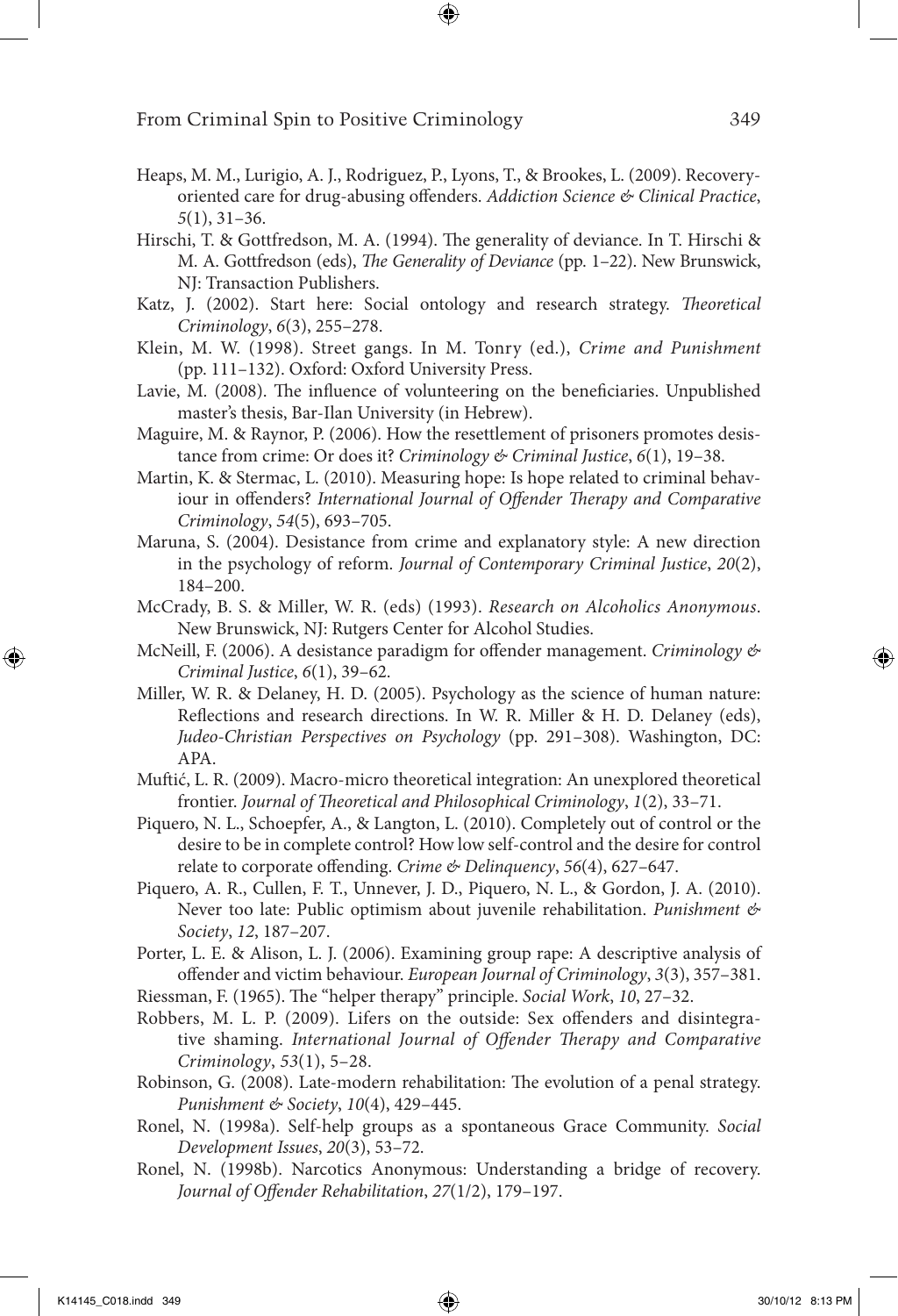Heaps, M. M., Lurigio, A. J., Rodriguez, P., Lyons, T., & Brookes, L. (2009). Recovery-oriented care for drug-abusing offenders. *Addiction Science & Clinical Practice*, *5*(1), 31–36.

Hirschi, T. & Gottfredson, M. A. (1994). The generality of deviance. In T. Hirschi & M. A. Gottfredson (eds), *The Generality of Deviance* (pp. 1–22). New Brunswick, NJ: Transaction Publishers.

Katz, J. (2002). Start here: Social ontology and research strategy. *Theoretical Criminology*, *6*(3), 255–278.

Klein, M. W. (1998). Street gangs. In M. Tonry (ed.), *Crime and Punishment* (pp. 111–132). Oxford: Oxford University Press.

Lavie, M. (2008). The influence of volunteering on the beneficiaries. Unpublished master's thesis, Bar-Ilan University (in Hebrew).

Maguire, M. & Raynor, P. (2006). How the resettlement of prisoners promotes desistance from crime: Or does it? *Criminology & Criminal Justice*, *6*(1), 19–38.

Martin, K. & Stermac, L. (2010). Measuring hope: Is hope related to criminal behaviour in offenders? *International Journal of Offender Therapy and Comparative Criminology*, *54*(5), 693–705.

Maruna, S. (2004). Desistance from crime and explanatory style: A new direction in the psychology of reform. *Journal of Contemporary Criminal Justice*, *20*(2), 184–200.

McCrady, B. S. & Miller, W. R. (eds) (1993). *Research on Alcoholics Anonymous*. New Brunswick, NJ: Rutgers Center for Alcohol Studies.

McNeill, F. (2006). A desistance paradigm for offender management. *Criminology & Criminal Justice*, *6*(1), 39–62.

Miller, W. R. & Delaney, H. D. (2005). Psychology as the science of human nature: Reflections and research directions. In W. R. Miller & H. D. Delaney (eds), *Judeo-Christian Perspectives on Psychology* (pp. 291–308). Washington, DC: APA.

Muftić, L. R. (2009). Macro-micro theoretical integration: An unexplored theoretical frontier. *Journal of Theoretical and Philosophical Criminology*, *1*(2), 33–71.

Piquero, N. L., Schoepfer, A., & Langton, L. (2010). Completely out of control or the desire to be in complete control? How low self-control and the desire for control relate to corporate offending. *Crime & Delinquency*, *56*(4), 627–647.

Piquero, A. R., Cullen, F. T., Unnever, J. D., Piquero, N. L., & Gordon, J. A. (2010). Never too late: Public optimism about juvenile rehabilitation. *Punishment & Society*, *12*, 187–207.

Porter, L. E. & Alison, L. J. (2006). Examining group rape: A descriptive analysis of offender and victim behaviour. *European Journal of Criminology*, *3*(3), 357–381.

Riessman, F. (1965). The "helper therapy" principle. *Social Work*, *10*, 27–32.

Robbers, M. L. P. (2009). Lifers on the outside: Sex offenders and disintegrative shaming. *International Journal of Offender Therapy and Comparative Criminology*, *53*(1), 5–28.

Robinson, G. (2008). Late-modern rehabilitation: The evolution of a penal strategy. *Punishment & Society*, *10*(4), 429–445.

Ronel, N. (1998a). Self-help groups as a spontaneous Grace Community. *Social Development Issues*, *20*(3), 53–72.

Ronel, N. (1998b). Narcotics Anonymous: Understanding a bridge of recovery. *Journal of Offender Rehabilitation*, *27*(1/2), 179–197.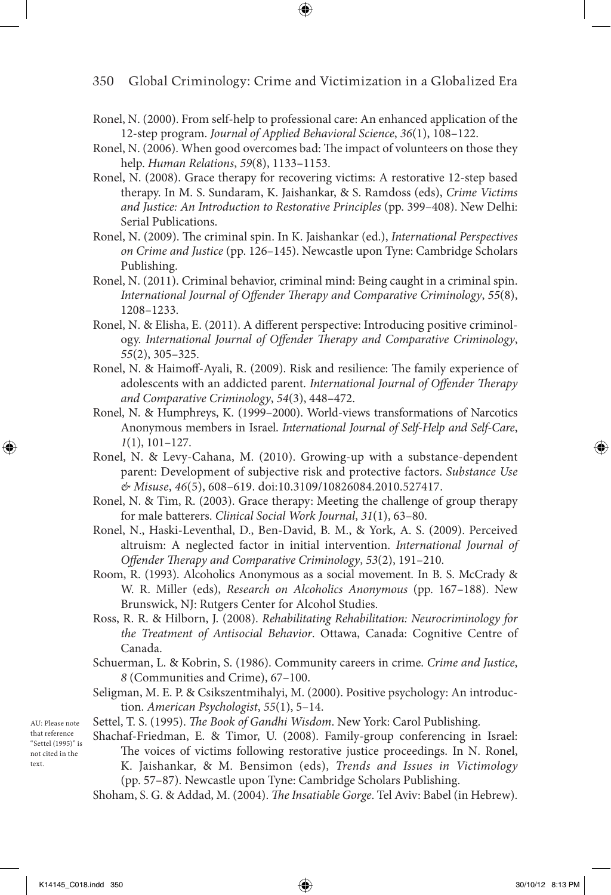Ronel, N. (2000). From self-help to professional care: An enhanced application of the 12-step program. *Journal of Applied Behavioral Science*, *36*(1), 108–122.

Ronel, N. (2006). When good overcomes bad: The impact of volunteers on those they help. *Human Relations*, *59*(8), 1133–1153.

Ronel, N. (2008). Grace therapy for recovering victims: A restorative 12-step based therapy. In M. S. Sundaram, K. Jaishankar, & S. Ramdoss (eds), *Crime Victims and Justice: An Introduction to Restorative Principles* (pp. 399–408). New Delhi: Serial Publications.

Ronel, N. (2009). The criminal spin. In K. Jaishankar (ed.), *International Perspectives on Crime and Justice* (pp. 126–145). Newcastle upon Tyne: Cambridge Scholars Publishing.

Ronel, N. (2011). Criminal behavior, criminal mind: Being caught in a criminal spin. *International Journal of Offender Therapy and Comparative Criminology*, *55*(8), 1208–1233.

Ronel, N. & Elisha, E. (2011). A different perspective: Introducing positive criminology. *International Journal of Offender Therapy and Comparative Criminology*, *55*(2), 305–325.

Ronel, N. & Haimoff-Ayali, R. (2009). Risk and resilience: The family experience of adolescents with an addicted parent. *International Journal of Offender Therapy and Comparative Criminology*, *54*(3), 448–472.

Ronel, N. & Humphreys, K. (1999–2000). World-views transformations of Narcotics Anonymous members in Israel. *International Journal of Self-Help and Self-Care*, *1*(1), 101–127.

Ronel, N. & Levy-Cahana, M. (2010). Growing-up with a substance-dependent parent: Development of subjective risk and protective factors. *Substance Use & Misuse*, *46*(5), 608–619. doi:10.3109/10826084.2010.527417.

Ronel, N. & Tim, R. (2003). Grace therapy: Meeting the challenge of group therapy for male batterers. *Clinical Social Work Journal*, *31*(1), 63–80.

Ronel, N., Haski-Leventhal, D., Ben-David, B. M., & York, A. S. (2009). Perceived altruism: A neglected factor in initial intervention. *International Journal of Offender Therapy and Comparative Criminology*, *53*(2), 191–210.

Room, R. (1993). Alcoholics Anonymous as a social movement. In B. S. McCrady & W. R. Miller (eds), *Research on Alcoholics Anonymous* (pp. 167–188). New Brunswick, NJ: Rutgers Center for Alcohol Studies.

Ross, R. R. & Hilborn, J. (2008). *Rehabilitating Rehabilitation: Neurocriminology for the Treatment of Antisocial Behavior*. Ottawa, Canada: Cognitive Centre of Canada.

Schuerman, L. & Kobrin, S. (1986). Community careers in crime. *Crime and Justice*, *8* (Communities and Crime), 67–100.

Seligman, M. E. P. & Csikszentmihalyi, M. (2000). Positive psychology: An introduction. *American Psychologist*, *55*(1), 5–14.

Settel, T. S. (1995). *The Book of Gandhi Wisdom*. New York: Carol Publishing.

AU: Please note that reference "Settel (1995)" is not cited in the text.

Shachaf-Friedman, E. & Timor, U. (2008). Family-group conferencing in Israel: The voices of victims following restorative justice proceedings. In N. Ronel, K. Jaishankar, & M. Bensimon (eds), *Trends and Issues in Victimology* (pp. 57–87). Newcastle upon Tyne: Cambridge Scholars Publishing.

Shoham, S. G. & Addad, M. (2004). *The Insatiable Gorge*. Tel Aviv: Babel (in Hebrew).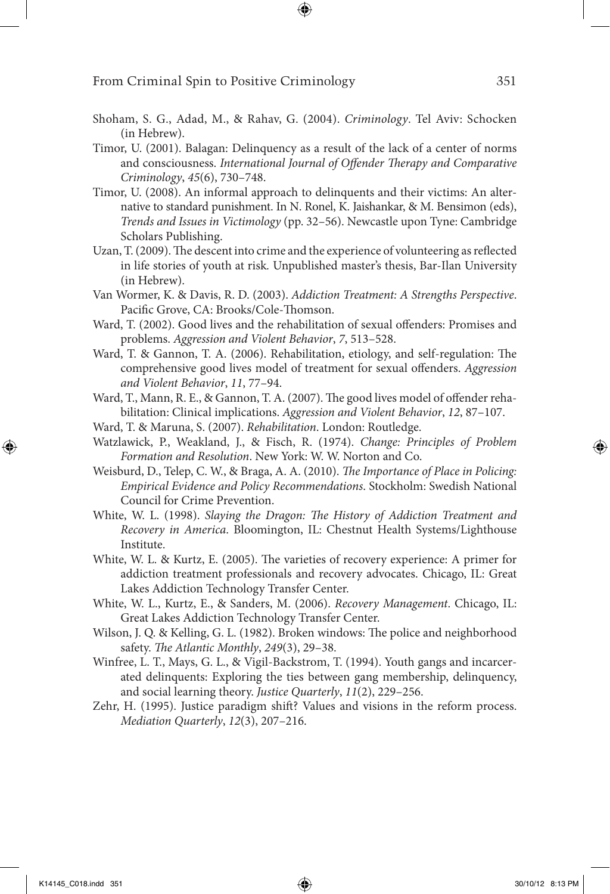Shoham, S. G., Adad, M., & Rahav, G. (2004). *Criminology*. Tel Aviv: Schocken (in Hebrew).

Timor, U. (2001). Balagan: Delinquency as a result of the lack of a center of norms and consciousness. *International Journal of Offender Therapy and Comparative Criminology*, *45*(6), 730–748.

Timor, U. (2008). An informal approach to delinquents and their victims: An alternative to standard punishment. In N. Ronel, K. Jaishankar, & M. Bensimon (eds), *Trends and Issues in Victimology* (pp. 32–56). Newcastle upon Tyne: Cambridge Scholars Publishing.

Uzan, T. (2009). The descent into crime and the experience of volunteering as reflected in life stories of youth at risk. Unpublished master's thesis, Bar-Ilan University (in Hebrew).

Van Wormer, K. & Davis, R. D. (2003). *Addiction Treatment: A Strengths Perspective*. Pacific Grove, CA: Brooks/Cole-Thomson.

Ward, T. (2002). Good lives and the rehabilitation of sexual offenders: Promises and problems. *Aggression and Violent Behavior*, *7*, 513–528.

Ward, T. & Gannon, T. A. (2006). Rehabilitation, etiology, and self-regulation: The comprehensive good lives model of treatment for sexual offenders. *Aggression and Violent Behavior*, *11*, 77–94.

Ward, T., Mann, R. E., & Gannon, T. A. (2007). The good lives model of offender rehabilitation: Clinical implications. *Aggression and Violent Behavior*, *12*, 87–107.

Ward, T. & Maruna, S. (2007). *Rehabilitation*. London: Routledge.

Watzlawick, P., Weakland, J., & Fisch, R. (1974). *Change: Principles of Problem Formation and Resolution*. New York: W. W. Norton and Co.

Weisburd, D., Telep, C. W., & Braga, A. A. (2010). *The Importance of Place in Policing: Empirical Evidence and Policy Recommendations*. Stockholm: Swedish National Council for Crime Prevention.

White, W. L. (1998). *Slaying the Dragon: The History of Addiction Treatment and Recovery in America*. Bloomington, IL: Chestnut Health Systems/Lighthouse Institute.

White, W. L. & Kurtz, E. (2005). The varieties of recovery experience: A primer for addiction treatment professionals and recovery advocates. Chicago, IL: Great Lakes Addiction Technology Transfer Center.

White, W. L., Kurtz, E., & Sanders, M. (2006). *Recovery Management*. Chicago, IL: Great Lakes Addiction Technology Transfer Center.

Wilson, J. Q. & Kelling, G. L. (1982). Broken windows: The police and neighborhood safety. *The Atlantic Monthly*, *249*(3), 29–38.

Winfree, L. T., Mays, G. L., & Vigil-Backstrom, T. (1994). Youth gangs and incarcerated delinquents: Exploring the ties between gang membership, delinquency, and social learning theory. *Justice Quarterly*, *11*(2), 229–256.

Zehr, H. (1995). Justice paradigm shift? Values and visions in the reform process. *Mediation Quarterly*, *12*(3), 207–216.